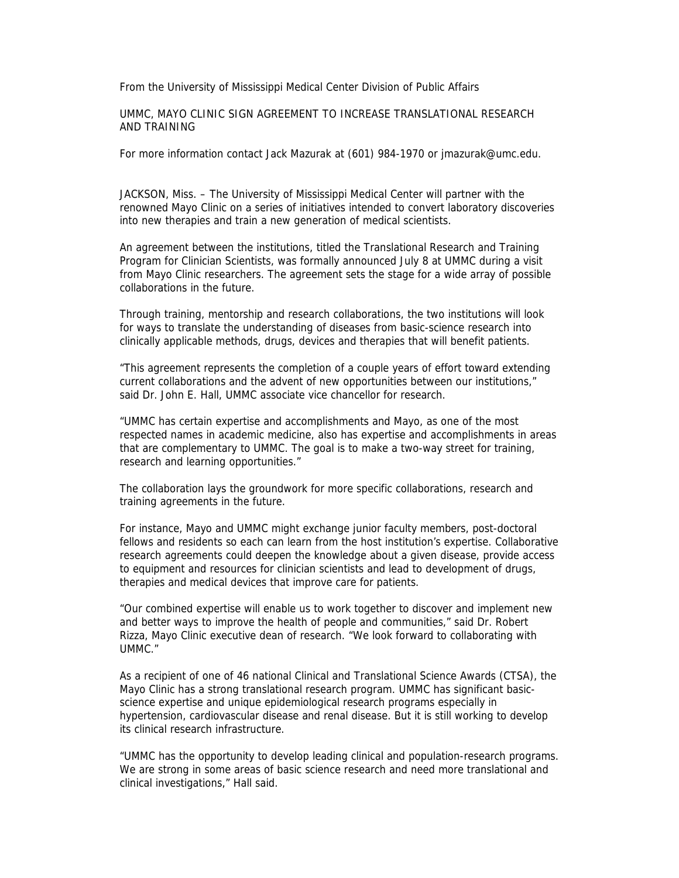From the University of Mississippi Medical Center Division of Public Affairs

# UMMC, MAYO CLINIC SIGN AGREEMENT TO INCREASE TRANSLATIONAL RESEARCH AND TRAINING

For more information contact Jack Mazurak at (601) 984-1970 or jmazurak@umc.edu.

JACKSON, Miss. – The University of Mississippi Medical Center will partner with the renowned Mayo Clinic on a series of initiatives intended to convert laboratory discoveries into new therapies and train a new generation of medical scientists.

An agreement between the institutions, titled the Translational Research and Training Program for Clinician Scientists, was formally announced July 8 at UMMC during a visit from Mayo Clinic researchers. The agreement sets the stage for a wide array of possible collaborations in the future.

Through training, mentorship and research collaborations, the two institutions will look for ways to translate the understanding of diseases from basic-science research into clinically applicable methods, drugs, devices and therapies that will benefit patients.

"This agreement represents the completion of a couple years of effort toward extending current collaborations and the advent of new opportunities between our institutions," said Dr. John E. Hall, UMMC associate vice chancellor for research.

"UMMC has certain expertise and accomplishments and Mayo, as one of the most respected names in academic medicine, also has expertise and accomplishments in areas that are complementary to UMMC. The goal is to make a two-way street for training, research and learning opportunities."

The collaboration lays the groundwork for more specific collaborations, research and training agreements in the future.

For instance, Mayo and UMMC might exchange junior faculty members, post-doctoral fellows and residents so each can learn from the host institution's expertise. Collaborative research agreements could deepen the knowledge about a given disease, provide access to equipment and resources for clinician scientists and lead to development of drugs, therapies and medical devices that improve care for patients.

"Our combined expertise will enable us to work together to discover and implement new and better ways to improve the health of people and communities," said Dr. Robert Rizza, Mayo Clinic executive dean of research. "We look forward to collaborating with UMMC."

As a recipient of one of 46 national Clinical and Translational Science Awards (CTSA), the Mayo Clinic has a strong translational research program. UMMC has significant basic-science expertise and unique epidemiological research programs especially in hypertension, cardiovascular disease and renal disease. But it is still working to develop its clinical research infrastructure.

"UMMC has the opportunity to develop leading clinical and population-research programs. We are strong in some areas of basic science research and need more translational and clinical investigations," Hall said.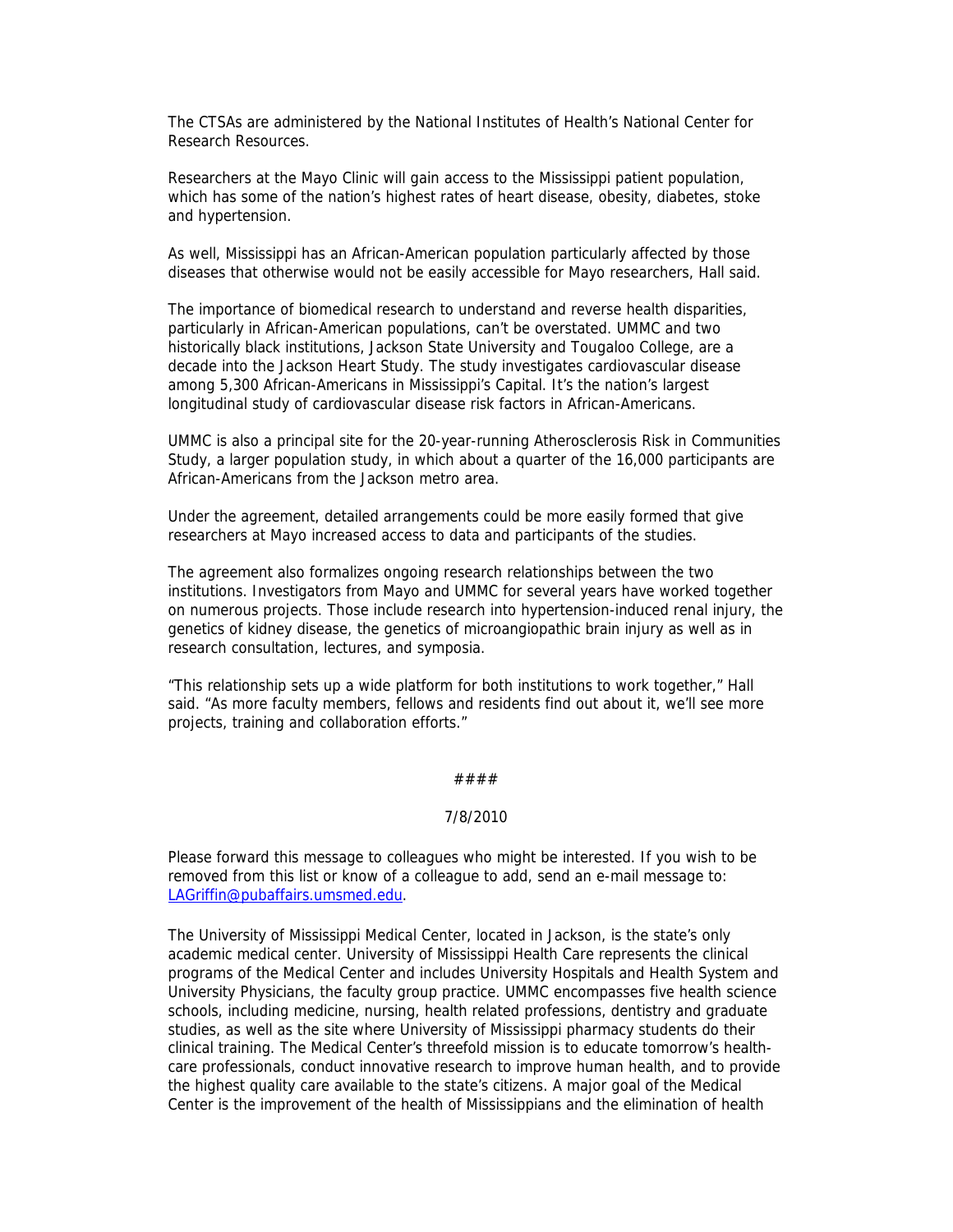The CTSAs are administered by the National Institutes of Health's National Center for Research Resources.

Researchers at the Mayo Clinic will gain access to the Mississippi patient population, which has some of the nation's highest rates of heart disease, obesity, diabetes, stoke and hypertension.

As well, Mississippi has an African-American population particularly affected by those diseases that otherwise would not be easily accessible for Mayo researchers, Hall said.

The importance of biomedical research to understand and reverse health disparities, particularly in African-American populations, can't be overstated. UMMC and two historically black institutions, Jackson State University and Tougaloo College, are a decade into the Jackson Heart Study. The study investigates cardiovascular disease among 5,300 African-Americans in Mississippi's Capital. It's the nation's largest longitudinal study of cardiovascular disease risk factors in African-Americans.

UMMC is also a principal site for the 20-year-running Atherosclerosis Risk in Communities Study, a larger population study, in which about a quarter of the 16,000 participants are African-Americans from the Jackson metro area.

Under the agreement, detailed arrangements could be more easily formed that give researchers at Mayo increased access to data and participants of the studies.

The agreement also formalizes ongoing research relationships between the two institutions. Investigators from Mayo and UMMC for several years have worked together on numerous projects. Those include research into hypertension-induced renal injury, the genetics of kidney disease, the genetics of microangiopathic brain injury as well as in research consultation, lectures, and symposia.

"This relationship sets up a wide platform for both institutions to work together," Hall said. "As more faculty members, fellows and residents find out about it, we'll see more projects, training and collaboration efforts."

####

7/8/2010

Please forward this message to colleagues who might be interested. If you wish to be removed from this list or know of a colleague to add, send an e-mail message to: LAGriffin@pubaffairs.umsmed.edu.

The University of Mississippi Medical Center, located in Jackson, is the state's only academic medical center. University of Mississippi Health Care represents the clinical programs of the Medical Center and includes University Hospitals and Health System and University Physicians, the faculty group practice. UMMC encompasses five health science schools, including medicine, nursing, health related professions, dentistry and graduate studies, as well as the site where University of Mississippi pharmacy students do their clinical training. The Medical Center's threefold mission is to educate tomorrow's health-care professionals, conduct innovative research to improve human health, and to provide the highest quality care available to the state's citizens. A major goal of the Medical Center is the improvement of the health of Mississippians and the elimination of health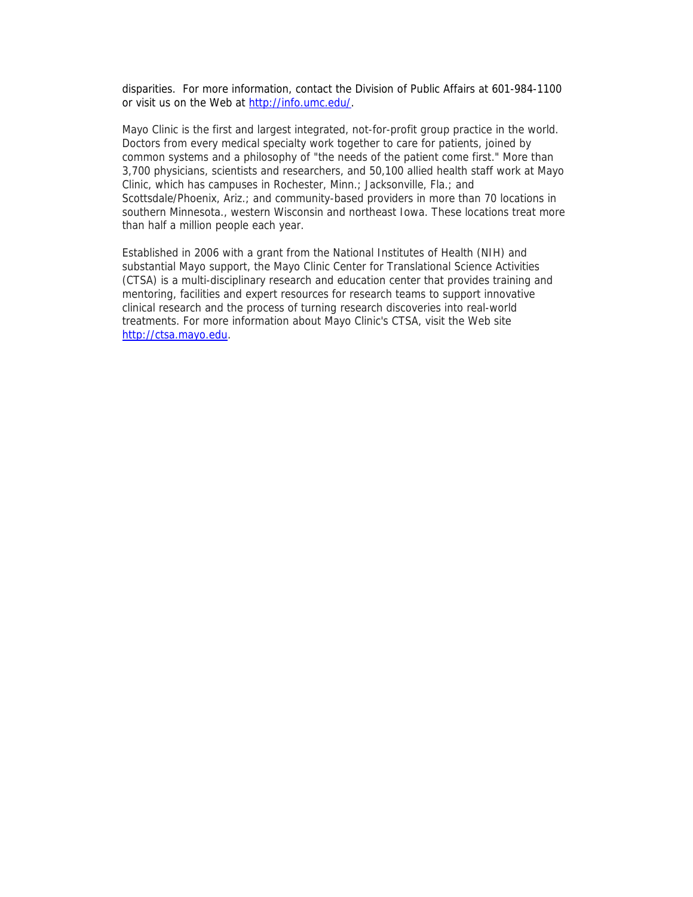disparities. For more information, contact the Division of Public Affairs at 601-984-1100 or visit us on the Web at [http://info.umc.edu/](http://info.umc.edu/).

Mayo Clinic is the first and largest integrated, not-for-profit group practice in the world. Doctors from every medical specialty work together to care for patients, joined by common systems and a philosophy of "the needs of the patient come first." More than 3,700 physicians, scientists and researchers, and 50,100 allied health staff work at Mayo Clinic, which has campuses in Rochester, Minn.; Jacksonville, Fla.; and Scottsdale/Phoenix, Ariz.; and community-based providers in more than 70 locations in southern Minnesota., western Wisconsin and northeast Iowa. These locations treat more than half a million people each year.

Established in 2006 with a grant from the National Institutes of Health (NIH) and substantial Mayo support, the Mayo Clinic Center for Translational Science Activities (CTSA) is a multi-disciplinary research and education center that provides training and mentoring, facilities and expert resources for research teams to support innovative clinical research and the process of turning research discoveries into real-world treatments. For more information about Mayo Clinic's CTSA, visit the Web site [http://ctsa.mayo.edu](http://ctsa.mayo.edu).